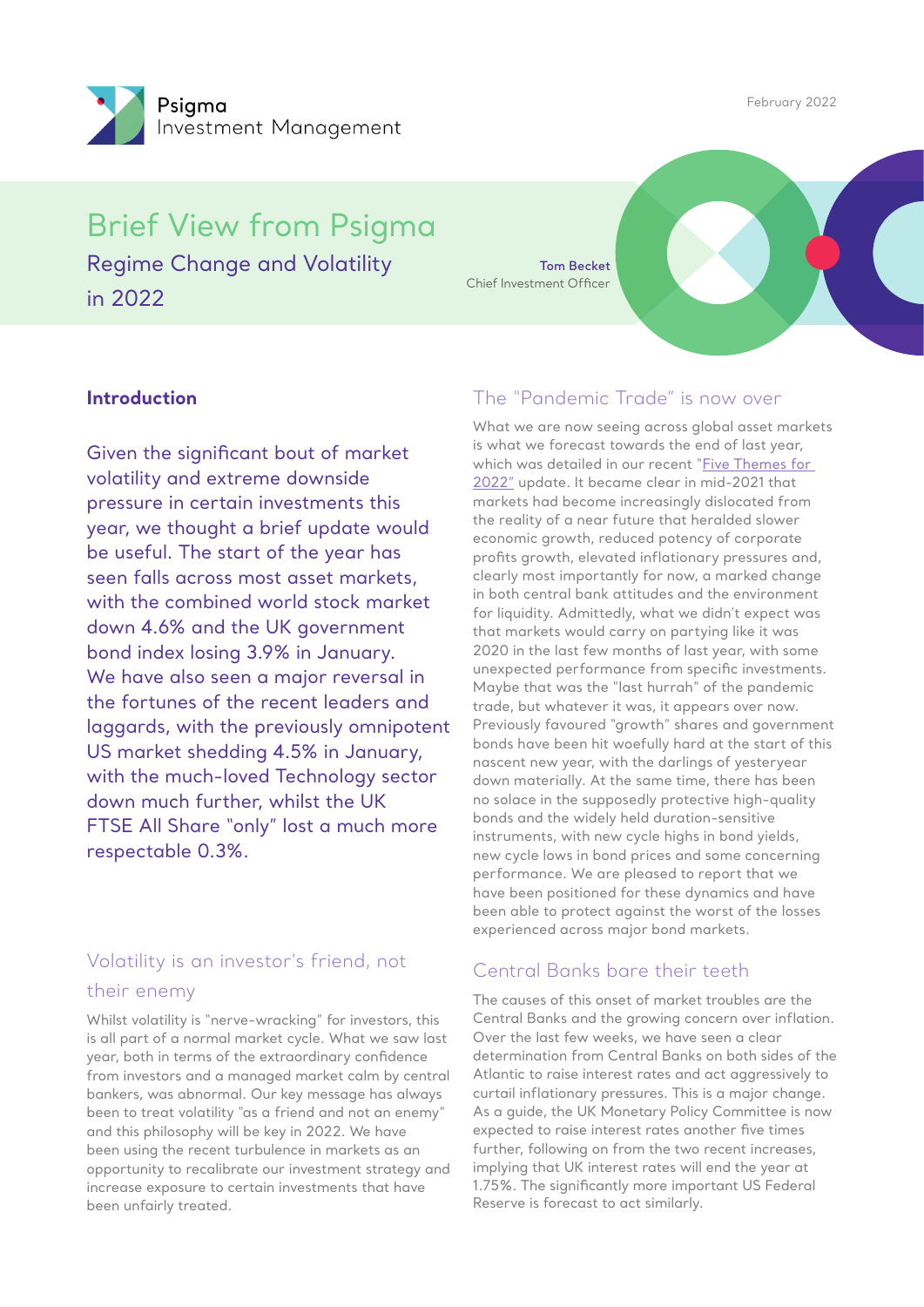Psigma Investment Management

February 2022

# Brief View from Psigma

## Regime Change and Volatility in 2022

**Tom Becket**
Chief Investment Officer

### Introduction

Given the significant bout of market volatility and extreme downside pressure in certain investments this year, we thought a brief update would be useful. The start of the year has seen falls across most asset markets, with the combined world stock market down 4.6% and the UK government bond index losing 3.9% in January. We have also seen a major reversal in the fortunes of the recent leaders and laggards, with the previously omnipotent US market shedding 4.5% in January, with the much-loved Technology sector down much further, whilst the UK FTSE All Share "only" lost a much more respectable 0.3%.

### Volatility is an investor's friend, not their enemy

Whilst volatility is "nerve-wracking" for investors, this is all part of a normal market cycle. What we saw last year, both in terms of the extraordinary confidence from investors and a managed market calm by central bankers, was abnormal. Our key message has always been to treat volatility "as a friend and not an enemy" and this philosophy will be key in 2022. We have been using the recent turbulence in markets as an opportunity to recalibrate our investment strategy and increase exposure to certain investments that have been unfairly treated.

### The "Pandemic Trade" is now over

What we are now seeing across global asset markets is what we forecast towards the end of last year, which was detailed in our recent "Five Themes for 2022" update. It became clear in mid-2021 that markets had become increasingly dislocated from the reality of a near future that heralded slower economic growth, reduced potency of corporate profits growth, elevated inflationary pressures and, clearly most importantly for now, a marked change in both central bank attitudes and the environment for liquidity. Admittedly, what we didn't expect was that markets would carry on partying like it was 2020 in the last few months of last year, with some unexpected performance from specific investments. Maybe that was the "last hurrah" of the pandemic trade, but whatever it was, it appears over now. Previously favoured "growth" shares and government bonds have been hit woefully hard at the start of this nascent new year, with the darlings of yesteryear down materially. At the same time, there has been no solace in the supposedly protective high-quality bonds and the widely held duration-sensitive instruments, with new cycle highs in bond yields, new cycle lows in bond prices and some concerning performance. We are pleased to report that we have been positioned for these dynamics and have been able to protect against the worst of the losses experienced across major bond markets.

### Central Banks bare their teeth

The causes of this onset of market troubles are the Central Banks and the growing concern over inflation. Over the last few weeks, we have seen a clear determination from Central Banks on both sides of the Atlantic to raise interest rates and act aggressively to curtail inflationary pressures. This is a major change. As a guide, the UK Monetary Policy Committee is now expected to raise interest rates another five times further, following on from the two recent increases, implying that UK interest rates will end the year at 1.75%. The significantly more important US Federal Reserve is forecast to act similarly.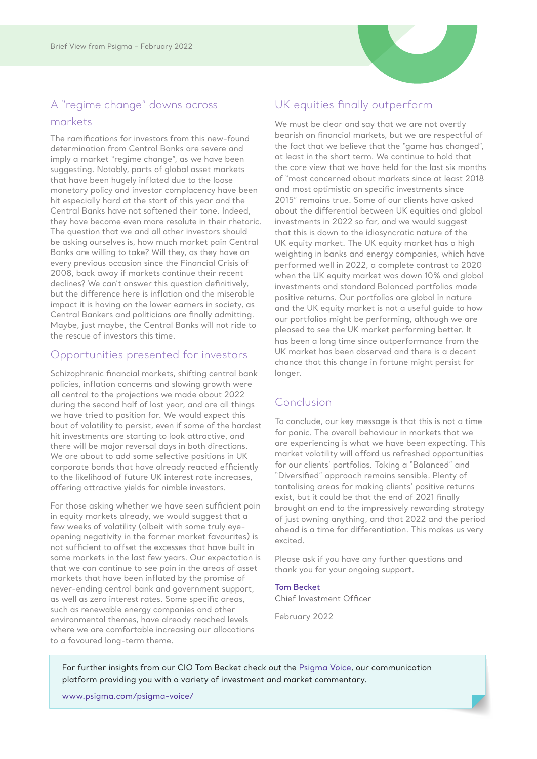## A "regime change" dawns across markets

The ramifications for investors from this new-found determination from Central Banks are severe and imply a market "regime change", as we have been suggesting. Notably, parts of global asset markets that have been hugely inflated due to the loose monetary policy and investor complacency have been hit especially hard at the start of this year and the Central Banks have not softened their tone. Indeed, they have become even more resolute in their rhetoric. The question that we and all other investors should be asking ourselves is, how much market pain Central Banks are willing to take? Will they, as they have on every previous occasion since the Financial Crisis of 2008, back away if markets continue their recent declines? We can't answer this question definitively, but the difference here is inflation and the miserable impact it is having on the lower earners in society, as Central Bankers and politicians are finally admitting. Maybe, just maybe, the Central Banks will not ride to the rescue of investors this time.

## Opportunities presented for investors

Schizophrenic financial markets, shifting central bank policies, inflation concerns and slowing growth were all central to the projections we made about 2022 during the second half of last year, and are all things we have tried to position for. We would expect this bout of volatility to persist, even if some of the hardest hit investments are starting to look attractive, and there will be major reversal days in both directions. We are about to add some selective positions in UK corporate bonds that have already reacted efficiently to the likelihood of future UK interest rate increases, offering attractive yields for nimble investors.

For those asking whether we have seen sufficient pain in equity markets already, we would suggest that a few weeks of volatility (albeit with some truly eye-opening negativity in the former market favourites) is not sufficient to offset the excesses that have built in some markets in the last few years. Our expectation is that we can continue to see pain in the areas of asset markets that have been inflated by the promise of never-ending central bank and government support, as well as zero interest rates. Some specific areas, such as renewable energy companies and other environmental themes, have already reached levels where we are comfortable increasing our allocations to a favoured long-term theme.

## UK equities finally outperform

We must be clear and say that we are not overtly bearish on financial markets, but we are respectful of the fact that we believe that the "game has changed", at least in the short term. We continue to hold that the core view that we have held for the last six months of "most concerned about markets since at least 2018 and most optimistic on specific investments since 2015" remains true. Some of our clients have asked about the differential between UK equities and global investments in 2022 so far, and we would suggest that this is down to the idiosyncratic nature of the UK equity market. The UK equity market has a high weighting in banks and energy companies, which have performed well in 2022, a complete contrast to 2020 when the UK equity market was down 10% and global investments and standard Balanced portfolios made positive returns. Our portfolios are global in nature and the UK equity market is not a useful guide to how our portfolios might be performing, although we are pleased to see the UK market performing better. It has been a long time since outperformance from the UK market has been observed and there is a decent chance that this change in fortune might persist for longer.

## Conclusion

To conclude, our key message is that this is not a time for panic. The overall behaviour in markets that we are experiencing is what we have been expecting. This market volatility will afford us refreshed opportunities for our clients' portfolios. Taking a "Balanced" and "Diversified" approach remains sensible. Plenty of tantalising areas for making clients' positive returns exist, but it could be that the end of 2021 finally brought an end to the impressively rewarding strategy of just owning anything, and that 2022 and the period ahead is a time for differentiation. This makes us very excited.

Please ask if you have any further questions and thank you for your ongoing support.

**Tom Becket**
Chief Investment Officer

February 2022

For further insights from our CIO Tom Becket check out the Psigma Voice, our communication platform providing you with a variety of investment and market commentary.

www.psigma.com/psigma-voice/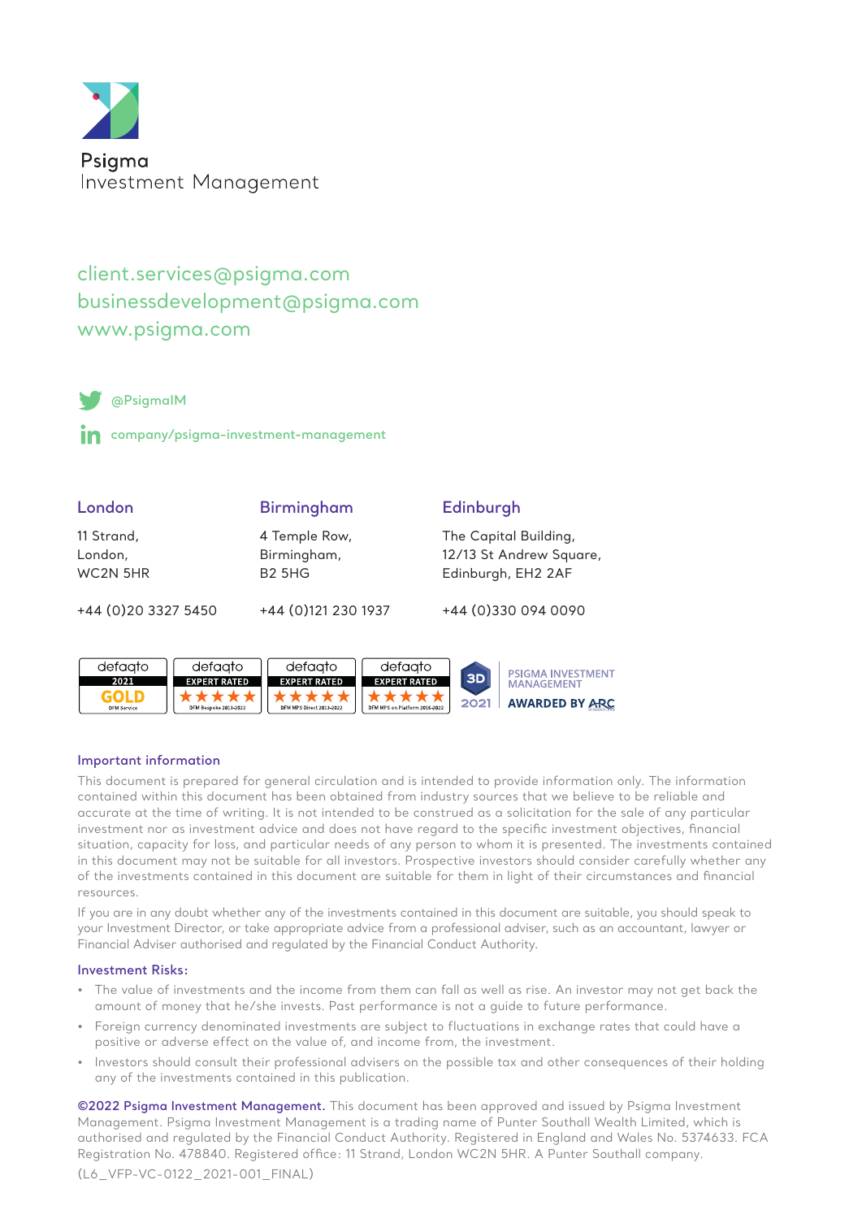Psigma
Investment Management

client.services@psigma.com
businessdevelopment@psigma.com
www.psigma.com

@PsigmaIM

company/psigma-investment-management

**London**

11 Strand,
London,
WC2N 5HR

+44 (0)20 3327 5450

**Birmingham**

4 Temple Row,
Birmingham,
B2 5HG

+44 (0)121 230 1937

**Edinburgh**

The Capital Building,
12/13 St Andrew Square,
Edinburgh, EH2 2AF

+44 (0)330 094 0090

defaqto 2021 GOLD DFM Service
defaqto EXPERT RATED DFM Bespoke 2013-2022
defaqto EXPERT RATED DFM MPS Direct 2013-2022
defaqto EXPERT RATED DFM MPS on Platform 2016-2022
3D 2021 PSIGMA INVESTMENT MANAGEMENT AWARDED BY ARC

### Important information

This document is prepared for general circulation and is intended to provide information only. The information contained within this document has been obtained from industry sources that we believe to be reliable and accurate at the time of writing. It is not intended to be construed as a solicitation for the sale of any particular investment nor as investment advice and does not have regard to the specific investment objectives, financial situation, capacity for loss, and particular needs of any person to whom it is presented. The investments contained in this document may not be suitable for all investors. Prospective investors should consider carefully whether any of the investments contained in this document are suitable for them in light of their circumstances and financial resources.

If you are in any doubt whether any of the investments contained in this document are suitable, you should speak to your Investment Director, or take appropriate advice from a professional adviser, such as an accountant, lawyer or Financial Adviser authorised and regulated by the Financial Conduct Authority.

### Investment Risks:

- The value of investments and the income from them can fall as well as rise. An investor may not get back the amount of money that he/she invests. Past performance is not a guide to future performance.
- Foreign currency denominated investments are subject to fluctuations in exchange rates that could have a positive or adverse effect on the value of, and income from, the investment.
- Investors should consult their professional advisers on the possible tax and other consequences of their holding any of the investments contained in this publication.

**©2022 Psigma Investment Management.** This document has been approved and issued by Psigma Investment Management. Psigma Investment Management is a trading name of Punter Southall Wealth Limited, which is authorised and regulated by the Financial Conduct Authority. Registered in England and Wales No. 5374633. FCA Registration No. 478840. Registered office: 11 Strand, London WC2N 5HR. A Punter Southall company.

(L6_VFP-VC-0122_2021-001_FINAL)